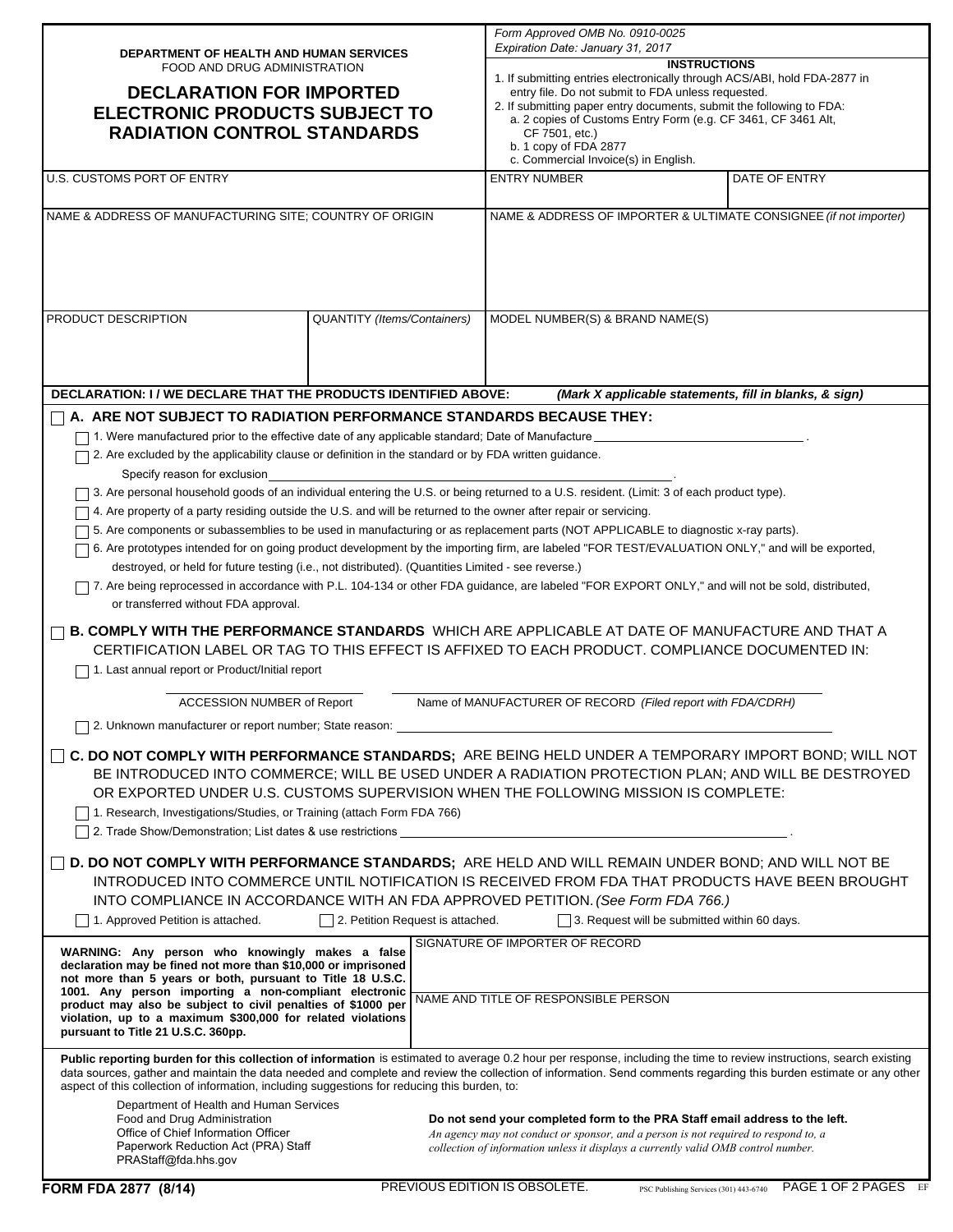**DEPARTMENT OF HEALTH AND HUMAN SERVICES**
FOOD AND DRUG ADMINISTRATION

# DECLARATION FOR IMPORTED ELECTRONIC PRODUCTS SUBJECT TO RADIATION CONTROL STANDARDS

*Form Approved OMB No. 0910-0025*
*Expiration Date: January 31, 2017*

**INSTRUCTIONS**

1. If submitting entries electronically through ACS/ABI, hold FDA-2877 in entry file. Do not submit to FDA unless requested.
2. If submitting paper entry documents, submit the following to FDA:
   a. 2 copies of Customs Entry Form (e.g. CF 3461, CF 3461 Alt, CF 7501, etc.)
   b. 1 copy of FDA 2877
   c. Commercial Invoice(s) in English.

| U.S. CUSTOMS PORT OF ENTRY | ENTRY NUMBER | DATE OF ENTRY |
|---|---|---|
| | | |

| NAME & ADDRESS OF MANUFACTURING SITE; COUNTRY OF ORIGIN | NAME & ADDRESS OF IMPORTER & ULTIMATE CONSIGNEE *(if not importer)* |
|---|---|
| | |

| PRODUCT DESCRIPTION | QUANTITY *(Items/Containers)* | MODEL NUMBER(S) & BRAND NAME(S) |
|---|---|---|
| | | |

**DECLARATION: I / WE DECLARE THAT THE PRODUCTS IDENTIFIED ABOVE:** ***(Mark X applicable statements, fill in blanks, & sign)***

☐ **A. ARE NOT SUBJECT TO RADIATION PERFORMANCE STANDARDS BECAUSE THEY:**

- ☐ 1. Were manufactured prior to the effective date of any applicable standard; Date of Manufacture ______________ .
- ☐ 2. Are excluded by the applicability clause or definition in the standard or by FDA written guidance.
  Specify reason for exclusion ______________ .
- ☐ 3. Are personal household goods of an individual entering the U.S. or being returned to a U.S. resident. (Limit: 3 of each product type).
- ☐ 4. Are property of a party residing outside the U.S. and will be returned to the owner after repair or servicing.
- ☐ 5. Are components or subassemblies to be used in manufacturing or as replacement parts (NOT APPLICABLE to diagnostic x-ray parts).
- ☐ 6. Are prototypes intended for on going product development by the importing firm, are labeled "FOR TEST/EVALUATION ONLY," and will be exported, destroyed, or held for future testing (i.e., not distributed). (Quantities Limited - see reverse.)
- ☐ 7. Are being reprocessed in accordance with P.L. 104-134 or other FDA guidance, are labeled "FOR EXPORT ONLY," and will not be sold, distributed, or transferred without FDA approval.

☐ **B. COMPLY WITH THE PERFORMANCE STANDARDS** WHICH ARE APPLICABLE AT DATE OF MANUFACTURE AND THAT A CERTIFICATION LABEL OR TAG TO THIS EFFECT IS AFFIXED TO EACH PRODUCT. COMPLIANCE DOCUMENTED IN:

- ☐ 1. Last annual report or Product/Initial report

  ______________ ACCESSION NUMBER of Report ______________ Name of MANUFACTURER OF RECORD *(Filed report with FDA/CDRH)*

- ☐ 2. Unknown manufacturer or report number; State reason: ______________

☐ **C. DO NOT COMPLY WITH PERFORMANCE STANDARDS;** ARE BEING HELD UNDER A TEMPORARY IMPORT BOND; WILL NOT BE INTRODUCED INTO COMMERCE; WILL BE USED UNDER A RADIATION PROTECTION PLAN; AND WILL BE DESTROYED OR EXPORTED UNDER U.S. CUSTOMS SUPERVISION WHEN THE FOLLOWING MISSION IS COMPLETE:

- ☐ 1. Research, Investigations/Studies, or Training (attach Form FDA 766)
- ☐ 2. Trade Show/Demonstration; List dates & use restrictions ______________ .

☐ **D. DO NOT COMPLY WITH PERFORMANCE STANDARDS;** ARE HELD AND WILL REMAIN UNDER BOND; AND WILL NOT BE INTRODUCED INTO COMMERCE UNTIL NOTIFICATION IS RECEIVED FROM FDA THAT PRODUCTS HAVE BEEN BROUGHT INTO COMPLIANCE IN ACCORDANCE WITH AN FDA APPROVED PETITION. *(See Form FDA 766.)*

☐ 1. Approved Petition is attached. ☐ 2. Petition Request is attached. ☐ 3. Request will be submitted within 60 days.

| **WARNING: Any person who knowingly makes a false declaration may be fined not more than \$10,000 or imprisoned not more than 5 years or both, pursuant to Title 18 U.S.C. 1001. Any person importing a non-compliant electronic product may also be subject to civil penalties of \$1000 per violation, up to a maximum \$300,000 for related violations pursuant to Title 21 U.S.C. 360pp.** | SIGNATURE OF IMPORTER OF RECORD |
|---|---|
| | NAME AND TITLE OF RESPONSIBLE PERSON |

**Public reporting burden for this collection of information** is estimated to average 0.2 hour per response, including the time to review instructions, search existing data sources, gather and maintain the data needed and complete and review the collection of information. Send comments regarding this burden estimate or any other aspect of this collection of information, including suggestions for reducing this burden, to:

Department of Health and Human Services
Food and Drug Administration
Office of Chief Information Officer
Paperwork Reduction Act (PRA) Staff
PRAStaff@fda.hhs.gov

**Do not send your completed form to the PRA Staff email address to the left.**

*An agency may not conduct or sponsor, and a person is not required to respond to, a collection of information unless it displays a currently valid OMB control number.*

**FORM FDA 2877 (8/14)** PREVIOUS EDITION IS OBSOLETE. PSC Publishing Services (301) 443-6740 EF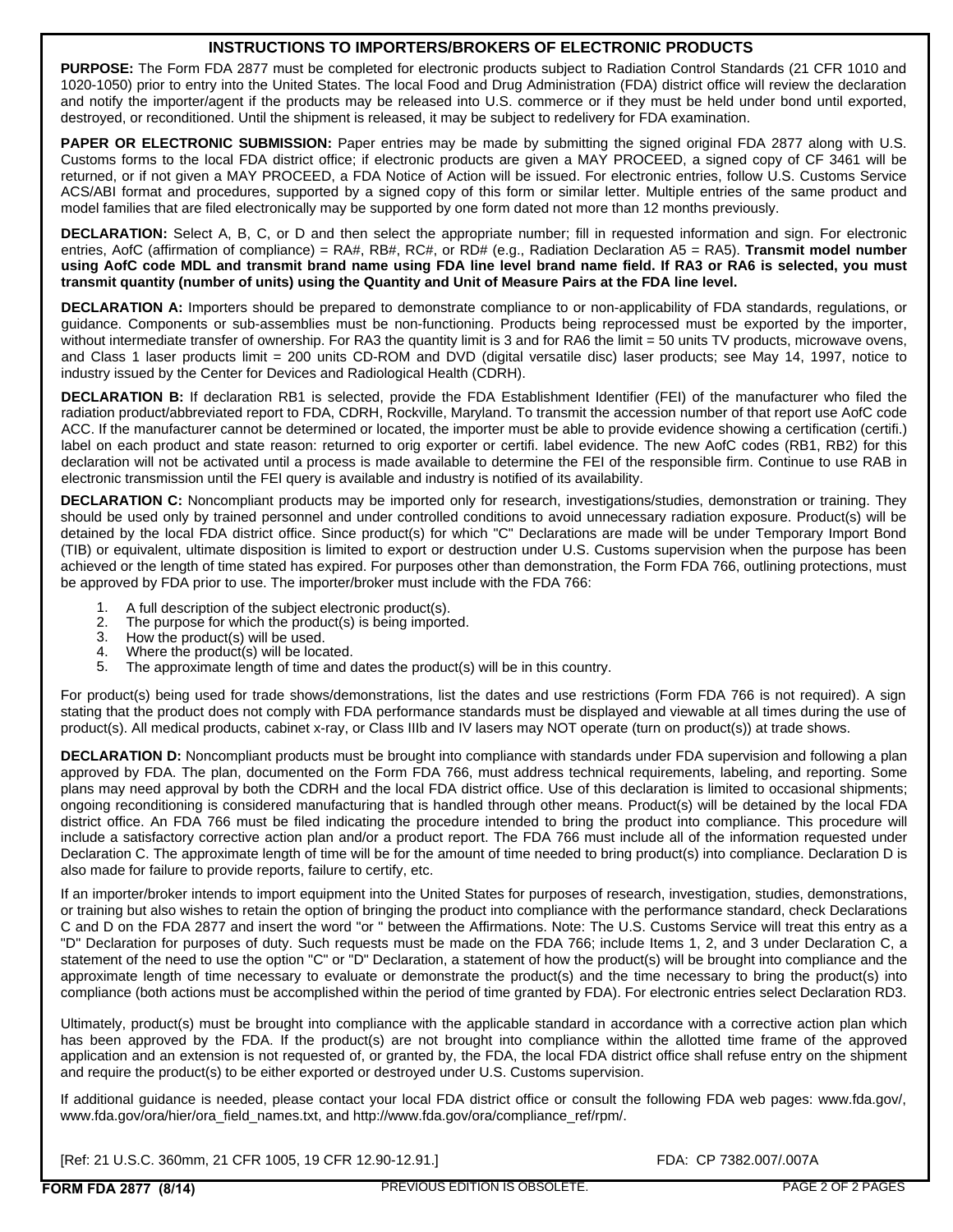## INSTRUCTIONS TO IMPORTERS/BROKERS OF ELECTRONIC PRODUCTS

**PURPOSE:** The Form FDA 2877 must be completed for electronic products subject to Radiation Control Standards (21 CFR 1010 and 1020-1050) prior to entry into the United States. The local Food and Drug Administration (FDA) district office will review the declaration and notify the importer/agent if the products may be released into U.S. commerce or if they must be held under bond until exported, destroyed, or reconditioned. Until the shipment is released, it may be subject to redelivery for FDA examination.

**PAPER OR ELECTRONIC SUBMISSION:** Paper entries may be made by submitting the signed original FDA 2877 along with U.S. Customs forms to the local FDA district office; if electronic products are given a MAY PROCEED, a signed copy of CF 3461 will be returned, or if not given a MAY PROCEED, a FDA Notice of Action will be issued. For electronic entries, follow U.S. Customs Service ACS/ABI format and procedures, supported by a signed copy of this form or similar letter. Multiple entries of the same product and model families that are filed electronically may be supported by one form dated not more than 12 months previously.

**DECLARATION:** Select A, B, C, or D and then select the appropriate number; fill in requested information and sign. For electronic entries, AofC (affirmation of compliance) = RA#, RB#, RC#, or RD# (e.g., Radiation Declaration A5 = RA5). **Transmit model number using AofC code MDL and transmit brand name using FDA line level brand name field. If RA3 or RA6 is selected, you must transmit quantity (number of units) using the Quantity and Unit of Measure Pairs at the FDA line level.**

**DECLARATION A:** Importers should be prepared to demonstrate compliance to or non-applicability of FDA standards, regulations, or guidance. Components or sub-assemblies must be non-functioning. Products being reprocessed must be exported by the importer, without intermediate transfer of ownership. For RA3 the quantity limit is 3 and for RA6 the limit = 50 units TV products, microwave ovens, and Class 1 laser products limit = 200 units CD-ROM and DVD (digital versatile disc) laser products; see May 14, 1997, notice to industry issued by the Center for Devices and Radiological Health (CDRH).

**DECLARATION B:** If declaration RB1 is selected, provide the FDA Establishment Identifier (FEI) of the manufacturer who filed the radiation product/abbreviated report to FDA, CDRH, Rockville, Maryland. To transmit the accession number of that report use AofC code ACC. If the manufacturer cannot be determined or located, the importer must be able to provide evidence showing a certification (certifi.) label on each product and state reason: returned to orig exporter or certifi. label evidence. The new AofC codes (RB1, RB2) for this declaration will not be activated until a process is made available to determine the FEI of the responsible firm. Continue to use RAB in electronic transmission until the FEI query is available and industry is notified of its availability.

**DECLARATION C:** Noncompliant products may be imported only for research, investigations/studies, demonstration or training. They should be used only by trained personnel and under controlled conditions to avoid unnecessary radiation exposure. Product(s) will be detained by the local FDA district office. Since product(s) for which "C" Declarations are made will be under Temporary Import Bond (TIB) or equivalent, ultimate disposition is limited to export or destruction under U.S. Customs supervision when the purpose has been achieved or the length of time stated has expired. For purposes other than demonstration, the Form FDA 766, outlining protections, must be approved by FDA prior to use. The importer/broker must include with the FDA 766:

1. A full description of the subject electronic product(s).
2. The purpose for which the product(s) is being imported.
3. How the product(s) will be used.
4. Where the product(s) will be located.
5. The approximate length of time and dates the product(s) will be in this country.

For product(s) being used for trade shows/demonstrations, list the dates and use restrictions (Form FDA 766 is not required). A sign stating that the product does not comply with FDA performance standards must be displayed and viewable at all times during the use of product(s). All medical products, cabinet x-ray, or Class IIIb and IV lasers may NOT operate (turn on product(s)) at trade shows.

**DECLARATION D:** Noncompliant products must be brought into compliance with standards under FDA supervision and following a plan approved by FDA. The plan, documented on the Form FDA 766, must address technical requirements, labeling, and reporting. Some plans may need approval by both the CDRH and the local FDA district office. Use of this declaration is limited to occasional shipments; ongoing reconditioning is considered manufacturing that is handled through other means. Product(s) will be detained by the local FDA district office. An FDA 766 must be filed indicating the procedure intended to bring the product into compliance. This procedure will include a satisfactory corrective action plan and/or a product report. The FDA 766 must include all of the information requested under Declaration C. The approximate length of time will be for the amount of time needed to bring product(s) into compliance. Declaration D is also made for failure to provide reports, failure to certify, etc.

If an importer/broker intends to import equipment into the United States for purposes of research, investigation, studies, demonstrations, or training but also wishes to retain the option of bringing the product into compliance with the performance standard, check Declarations C and D on the FDA 2877 and insert the word "or " between the Affirmations. Note: The U.S. Customs Service will treat this entry as a "D" Declaration for purposes of duty. Such requests must be made on the FDA 766; include Items 1, 2, and 3 under Declaration C, a statement of the need to use the option "C" or "D" Declaration, a statement of how the product(s) will be brought into compliance and the approximate length of time necessary to evaluate or demonstrate the product(s) and the time necessary to bring the product(s) into compliance (both actions must be accomplished within the period of time granted by FDA). For electronic entries select Declaration RD3.

Ultimately, product(s) must be brought into compliance with the applicable standard in accordance with a corrective action plan which has been approved by the FDA. If the product(s) are not brought into compliance within the allotted time frame of the approved application and an extension is not requested of, or granted by, the FDA, the local FDA district office shall refuse entry on the shipment and require the product(s) to be either exported or destroyed under U.S. Customs supervision.

If additional guidance is needed, please contact your local FDA district office or consult the following FDA web pages: www.fda.gov/, www.fda.gov/ora/hier/ora_field_names.txt, and http://www.fda.gov/ora/compliance_ref/rpm/.

[Ref: 21 U.S.C. 360mm, 21 CFR 1005, 19 CFR 12.90-12.91.] FDA: CP 7382.007/.007A

**FORM FDA 2877 (8/14)** PREVIOUS EDITION IS OBSOLETE.